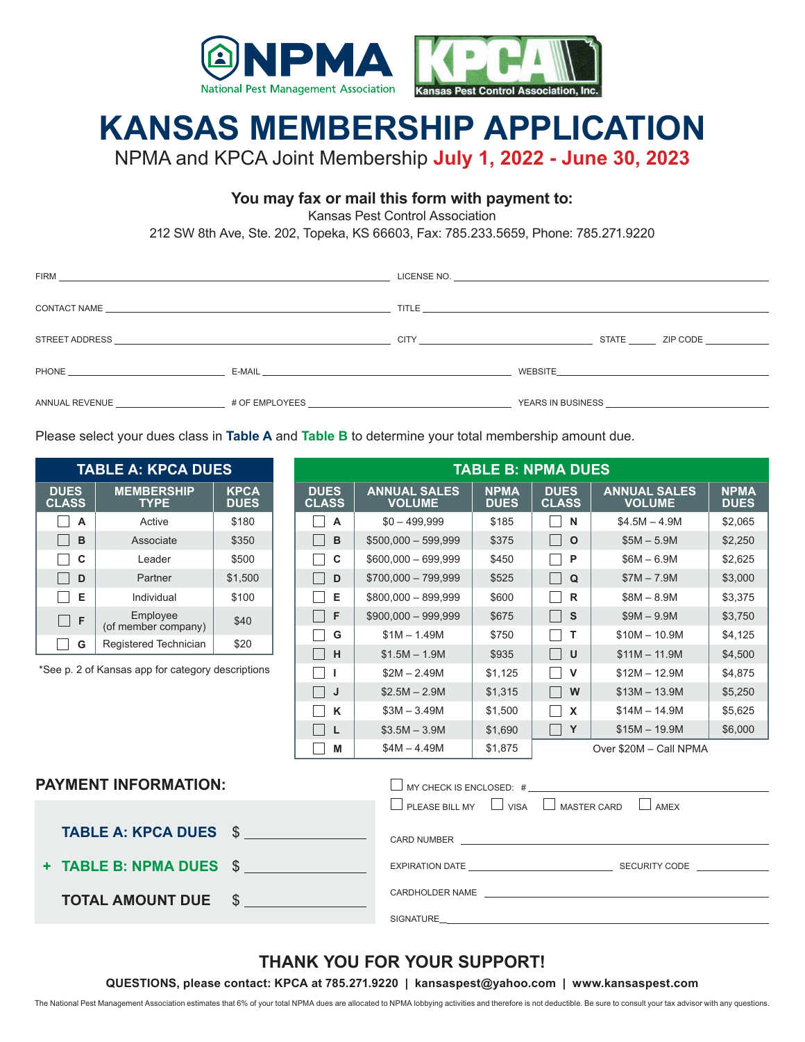NPMA National Pest Management Association | KPCA Kansas Pest Control Association, Inc.

# KANSAS MEMBERSHIP APPLICATION

NPMA and KPCA Joint Membership **July 1, 2022 - June 30, 2023**

**You may fax or mail this form with payment to:**

Kansas Pest Control Association
212 SW 8th Ave, Ste. 202, Topeka, KS 66603, Fax: 785.233.5659, Phone: 785.271.9220

FIRM ______________________ LICENSE NO. ______________________

CONTACT NAME ______________________ TITLE ______________________

STREET ADDRESS ______________________ CITY ______________ STATE _____ ZIP CODE _________

PHONE ______________ E-MAIL ______________________ WEBSITE ______________________

ANNUAL REVENUE ______________ # OF EMPLOYEES ______________________ YEARS IN BUSINESS ______________

Please select your dues class in **Table A** and **Table B** to determine your total membership amount due.

**TABLE A: KPCA DUES**

| DUES CLASS | MEMBERSHIP TYPE | KPCA DUES |
|---|---|---|
| ☐ A | Active | $180 |
| ☐ B | Associate | $350 |
| ☐ C | Leader | $500 |
| ☐ D | Partner | $1,500 |
| ☐ E | Individual | $100 |
| ☐ F | Employee (of member company) | $40 |
| ☐ G | Registered Technician | $20 |

*See p. 2 of Kansas app for category descriptions

**TABLE B: NPMA DUES**

| DUES CLASS | ANNUAL SALES VOLUME | NPMA DUES | DUES CLASS | ANNUAL SALES VOLUME | NPMA DUES |
|---|---|---|---|---|---|
| ☐ A | $0 – 499,999 | $185 | ☐ N | $4.5M – 4.9M | $2,065 |
| ☐ B | $500,000 – 599,999 | $375 | ☐ O | $5M – 5.9M | $2,250 |
| ☐ C | $600,000 – 699,999 | $450 | ☐ P | $6M – 6.9M | $2,625 |
| ☐ D | $700,000 – 799,999 | $525 | ☐ Q | $7M – 7.9M | $3,000 |
| ☐ E | $800,000 – 899,999 | $600 | ☐ R | $8M – 8.9M | $3,375 |
| ☐ F | $900,000 – 999,999 | $675 | ☐ S | $9M – 9.9M | $3,750 |
| ☐ G | $1M – 1.49M | $750 | ☐ T | $10M – 10.9M | $4,125 |
| ☐ H | $1.5M – 1.9M | $935 | ☐ U | $11M – 11.9M | $4,500 |
| ☐ I | $2M – 2.49M | $1,125 | ☐ V | $12M – 12.9M | $4,875 |
| ☐ J | $2.5M – 2.9M | $1,315 | ☐ W | $13M – 13.9M | $5,250 |
| ☐ K | $3M – 3.49M | $1,500 | ☐ X | $14M – 14.9M | $5,625 |
| ☐ L | $3.5M – 3.9M | $1,690 | ☐ Y | $15M – 19.9M | $6,000 |
| ☐ M | $4M – 4.49M | $1,875 | Over $20M – Call NPMA | | |

## PAYMENT INFORMATION:

**TABLE A: KPCA DUES** $ ______________

**+ TABLE B: NPMA DUES** $ ______________

**TOTAL AMOUNT DUE** $ ______________

☐ MY CHECK IS ENCLOSED: # ______________

☐ PLEASE BILL MY ☐ VISA ☐ MASTER CARD ☐ AMEX

CARD NUMBER ______________________

EXPIRATION DATE ______________ SECURITY CODE ______________

CARDHOLDER NAME ______________________

SIGNATURE ______________________

## THANK YOU FOR YOUR SUPPORT!

**QUESTIONS, please contact: KPCA at 785.271.9220 | kansaspest@yahoo.com | www.kansaspest.com**

The National Pest Management Association estimates that 6% of your total NPMA dues are allocated to NPMA lobbying activities and therefore is not deductible. Be sure to consult your tax advisor with any questions.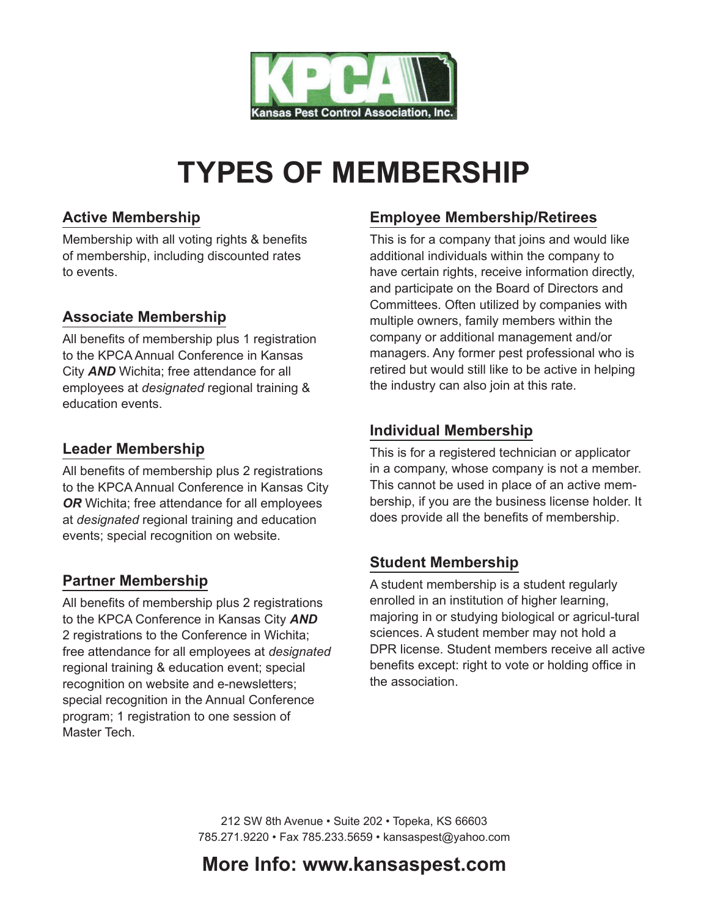KPCA
Kansas Pest Control Association, Inc.

# TYPES OF MEMBERSHIP

## Active Membership

Membership with all voting rights & benefits of membership, including discounted rates to events.

## Associate Membership

All benefits of membership plus 1 registration to the KPCA Annual Conference in Kansas City ***AND*** Wichita; free attendance for all employees at *designated* regional training & education events.

## Leader Membership

All benefits of membership plus 2 registrations to the KPCA Annual Conference in Kansas City ***OR*** Wichita; free attendance for all employees at *designated* regional training and education events; special recognition on website.

## Partner Membership

All benefits of membership plus 2 registrations to the KPCA Conference in Kansas City ***AND*** 2 registrations to the Conference in Wichita; free attendance for all employees at *designated* regional training & education event; special recognition on website and e-newsletters; special recognition in the Annual Conference program; 1 registration to one session of Master Tech.

## Employee Membership/Retirees

This is for a company that joins and would like additional individuals within the company to have certain rights, receive information directly, and participate on the Board of Directors and Committees. Often utilized by companies with multiple owners, family members within the company or additional management and/or managers. Any former pest professional who is retired but would still like to be active in helping the industry can also join at this rate.

## Individual Membership

This is for a registered technician or applicator in a company, whose company is not a member. This cannot be used in place of an active membership, if you are the business license holder. It does provide all the benefits of membership.

## Student Membership

A student membership is a student regularly enrolled in an institution of higher learning, majoring in or studying biological or agricul-tural sciences. A student member may not hold a DPR license. Student members receive all active benefits except: right to vote or holding office in the association.

212 SW 8th Avenue • Suite 202 • Topeka, KS 66603
785.271.9220 • Fax 785.233.5659 • kansaspest@yahoo.com

**More Info: www.kansaspest.com**